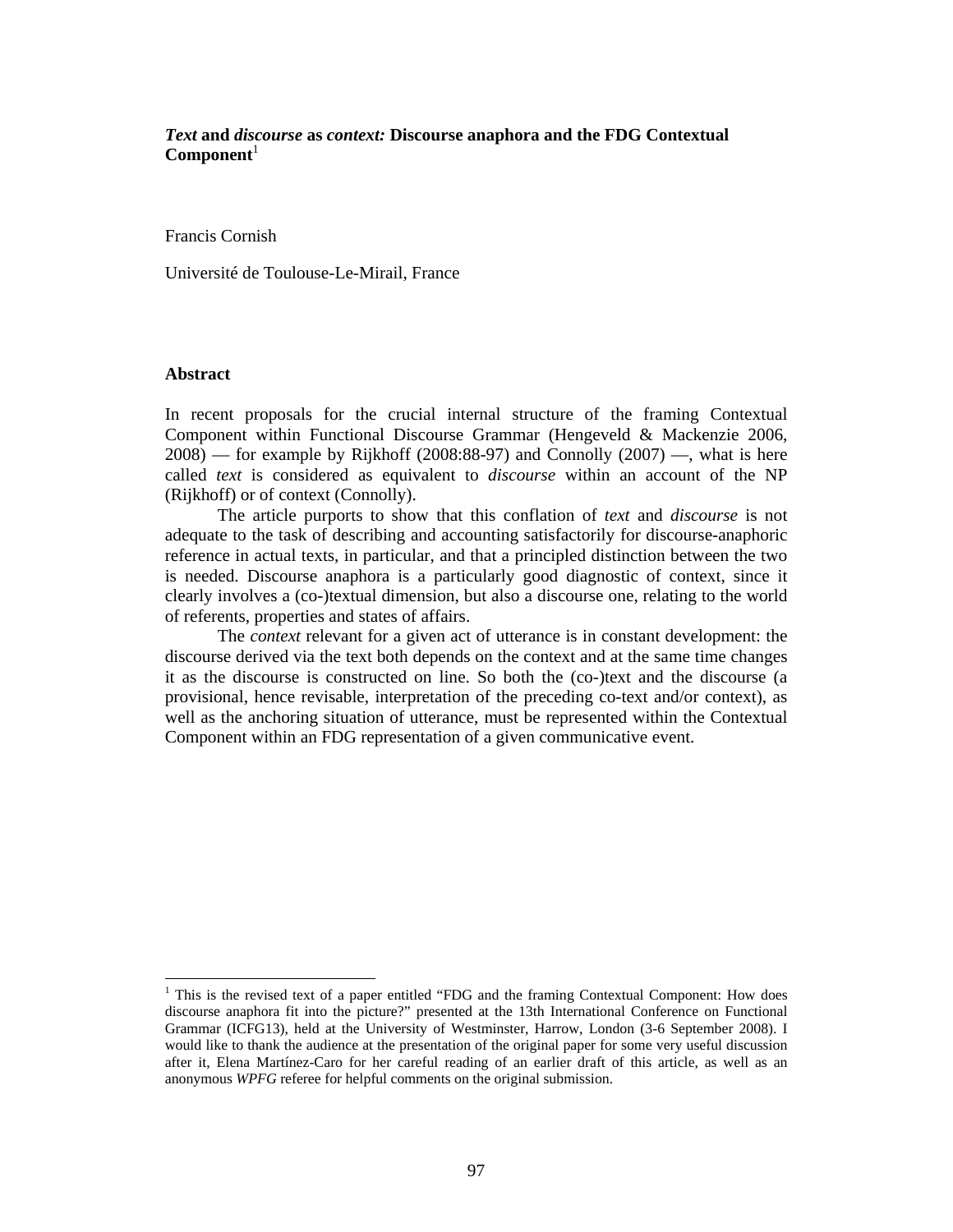# *Text* and *discourse* as *context:* Discourse anaphora and the FDG Contextual Component[1]

Francis Cornish

Université de Toulouse-Le-Mirail, France

## Abstract

In recent proposals for the crucial internal structure of the framing Contextual Component within Functional Discourse Grammar (Hengeveld & Mackenzie 2006, 2008) — for example by Rijkhoff (2008:88-97) and Connolly (2007) —, what is here called *text* is considered as equivalent to *discourse* within an account of the NP (Rijkhoff) or of context (Connolly).

The article purports to show that this conflation of *text* and *discourse* is not adequate to the task of describing and accounting satisfactorily for discourse-anaphoric reference in actual texts, in particular, and that a principled distinction between the two is needed. Discourse anaphora is a particularly good diagnostic of context, since it clearly involves a (co-)textual dimension, but also a discourse one, relating to the world of referents, properties and states of affairs.

The *context* relevant for a given act of utterance is in constant development: the discourse derived via the text both depends on the context and at the same time changes it as the discourse is constructed on line. So both the (co-)text and the discourse (a provisional, hence revisable, interpretation of the preceding co-text and/or context), as well as the anchoring situation of utterance, must be represented within the Contextual Component within an FDG representation of a given communicative event.

---

[1] This is the revised text of a paper entitled "FDG and the framing Contextual Component: How does discourse anaphora fit into the picture?" presented at the 13th International Conference on Functional Grammar (ICFG13), held at the University of Westminster, Harrow, London (3-6 September 2008). I would like to thank the audience at the presentation of the original paper for some very useful discussion after it, Elena Martínez-Caro for her careful reading of an earlier draft of this article, as well as an anonymous *WPFG* referee for helpful comments on the original submission.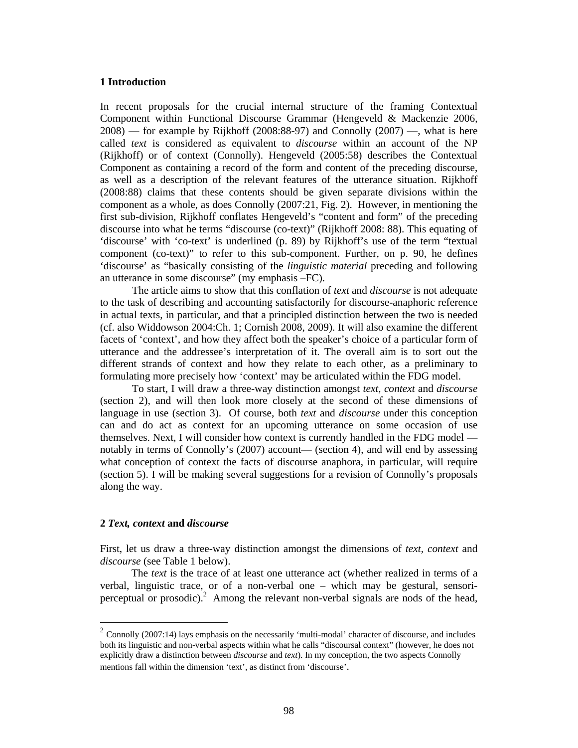## 1 Introduction

In recent proposals for the crucial internal structure of the framing Contextual Component within Functional Discourse Grammar (Hengeveld & Mackenzie 2006, 2008) — for example by Rijkhoff (2008:88-97) and Connolly (2007) —, what is here called *text* is considered as equivalent to *discourse* within an account of the NP (Rijkhoff) or of context (Connolly). Hengeveld (2005:58) describes the Contextual Component as containing a record of the form and content of the preceding discourse, as well as a description of the relevant features of the utterance situation. Rijkhoff (2008:88) claims that these contents should be given separate divisions within the component as a whole, as does Connolly (2007:21, Fig. 2). However, in mentioning the first sub-division, Rijkhoff conflates Hengeveld's "content and form" of the preceding discourse into what he terms "discourse (co-text)" (Rijkhoff 2008: 88). This equating of 'discourse' with 'co-text' is underlined (p. 89) by Rijkhoff's use of the term "textual component (co-text)" to refer to this sub-component. Further, on p. 90, he defines 'discourse' as "basically consisting of the *linguistic material* preceding and following an utterance in some discourse" (my emphasis –FC).

The article aims to show that this conflation of *text* and *discourse* is not adequate to the task of describing and accounting satisfactorily for discourse-anaphoric reference in actual texts, in particular, and that a principled distinction between the two is needed (cf. also Widdowson 2004:Ch. 1; Cornish 2008, 2009). It will also examine the different facets of 'context', and how they affect both the speaker's choice of a particular form of utterance and the addressee's interpretation of it. The overall aim is to sort out the different strands of context and how they relate to each other, as a preliminary to formulating more precisely how 'context' may be articulated within the FDG model.

To start, I will draw a three-way distinction amongst *text*, *context* and *discourse* (section 2), and will then look more closely at the second of these dimensions of language in use (section 3). Of course, both *text* and *discourse* under this conception can and do act as context for an upcoming utterance on some occasion of use themselves. Next, I will consider how context is currently handled in the FDG model — notably in terms of Connolly's (2007) account— (section 4), and will end by assessing what conception of context the facts of discourse anaphora, in particular, will require (section 5). I will be making several suggestions for a revision of Connolly's proposals along the way.

## 2 *Text, context* and *discourse*

First, let us draw a three-way distinction amongst the dimensions of *text*, *context* and *discourse* (see Table 1 below).

The *text* is the trace of at least one utterance act (whether realized in terms of a verbal, linguistic trace, or of a non-verbal one – which may be gestural, sensori-perceptual or prosodic).[2] Among the relevant non-verbal signals are nods of the head,

[2] Connolly (2007:14) lays emphasis on the necessarily 'multi-modal' character of discourse, and includes both its linguistic and non-verbal aspects within what he calls "discoursal context" (however, he does not explicitly draw a distinction between *discourse* and *text*). In my conception, the two aspects Connolly mentions fall within the dimension 'text', as distinct from 'discourse'.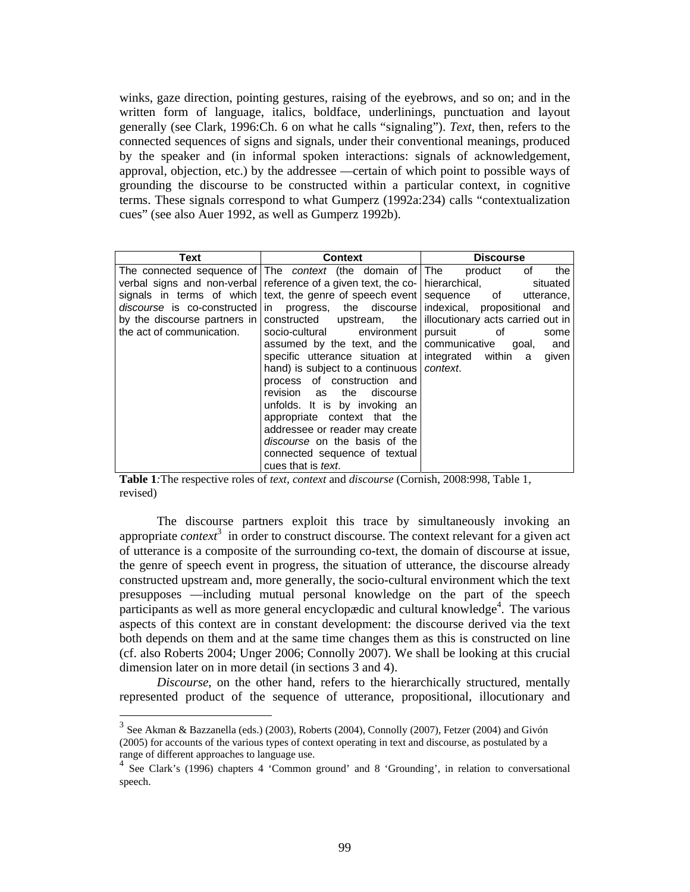winks, gaze direction, pointing gestures, raising of the eyebrows, and so on; and in the written form of language, italics, boldface, underlinings, punctuation and layout generally (see Clark, 1996:Ch. 6 on what he calls "signaling"). *Text*, then, refers to the connected sequences of signs and signals, under their conventional meanings, produced by the speaker and (in informal spoken interactions: signals of acknowledgement, approval, objection, etc.) by the addressee —certain of which point to possible ways of grounding the discourse to be constructed within a particular context, in cognitive terms. These signals correspond to what Gumperz (1992a:234) calls "contextualization cues" (see also Auer 1992, as well as Gumperz 1992b).

| Text | Context | Discourse |
|---|---|---|
| The connected sequence of verbal signs and non-verbal signals in terms of which *discourse* is co-constructed by the discourse partners in the act of communication. | The *context* (the domain of reference of a given text, the co-text, the genre of speech event in progress, the discourse constructed upstream, the socio-cultural environment assumed by the text, and the specific utterance situation at hand) is subject to a continuous process of construction and revision as the discourse unfolds. It is by invoking an appropriate context that the addressee or reader may create *discourse* on the basis of the connected sequence of textual cues that is *text*. | The product of the hierarchical, situated sequence of utterance, indexical, propositional and illocutionary acts carried out in pursuit of some communicative goal, and integrated within a given *context*. |

**Table 1**:The respective roles of *text, context* and *discourse* (Cornish, 2008:998, Table 1, revised)

The discourse partners exploit this trace by simultaneously invoking an appropriate *context*[3] in order to construct discourse. The context relevant for a given act of utterance is a composite of the surrounding co-text, the domain of discourse at issue, the genre of speech event in progress, the situation of utterance, the discourse already constructed upstream and, more generally, the socio-cultural environment which the text presupposes —including mutual personal knowledge on the part of the speech participants as well as more general encyclopædic and cultural knowledge[4]. The various aspects of this context are in constant development: the discourse derived via the text both depends on them and at the same time changes them as this is constructed on line (cf. also Roberts 2004; Unger 2006; Connolly 2007). We shall be looking at this crucial dimension later on in more detail (in sections 3 and 4).

*Discourse*, on the other hand, refers to the hierarchically structured, mentally represented product of the sequence of utterance, propositional, illocutionary and

[3] See Akman & Bazzanella (eds.) (2003), Roberts (2004), Connolly (2007), Fetzer (2004) and Givón (2005) for accounts of the various types of context operating in text and discourse, as postulated by a range of different approaches to language use.

[4] See Clark's (1996) chapters 4 'Common ground' and 8 'Grounding', in relation to conversational speech.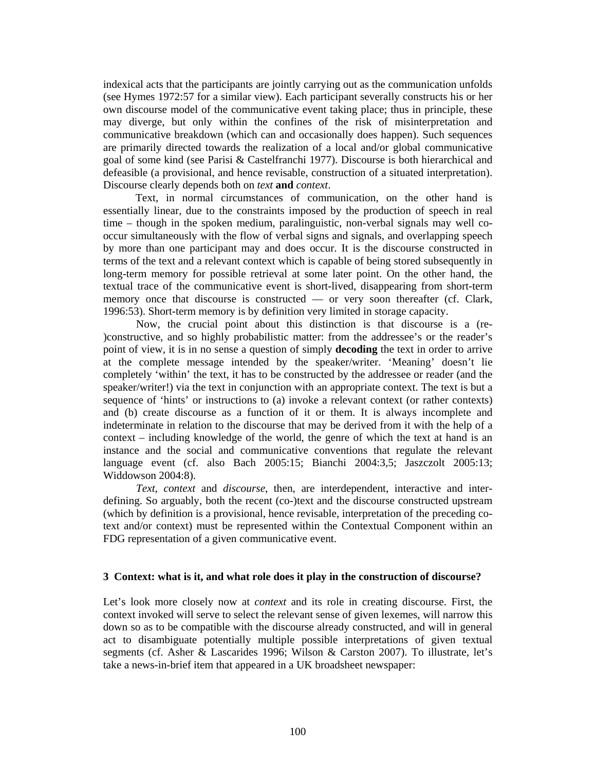indexical acts that the participants are jointly carrying out as the communication unfolds (see Hymes 1972:57 for a similar view). Each participant severally constructs his or her own discourse model of the communicative event taking place; thus in principle, these may diverge, but only within the confines of the risk of misinterpretation and communicative breakdown (which can and occasionally does happen). Such sequences are primarily directed towards the realization of a local and/or global communicative goal of some kind (see Parisi & Castelfranchi 1977). Discourse is both hierarchical and defeasible (a provisional, and hence revisable, construction of a situated interpretation). Discourse clearly depends both on *text* **and** *context*.

Text, in normal circumstances of communication, on the other hand is essentially linear, due to the constraints imposed by the production of speech in real time – though in the spoken medium, paralinguistic, non-verbal signals may well co-occur simultaneously with the flow of verbal signs and signals, and overlapping speech by more than one participant may and does occur. It is the discourse constructed in terms of the text and a relevant context which is capable of being stored subsequently in long-term memory for possible retrieval at some later point. On the other hand, the textual trace of the communicative event is short-lived, disappearing from short-term memory once that discourse is constructed — or very soon thereafter (cf. Clark, 1996:53). Short-term memory is by definition very limited in storage capacity.

Now, the crucial point about this distinction is that discourse is a (re-)constructive, and so highly probabilistic matter: from the addressee's or the reader's point of view, it is in no sense a question of simply **decoding** the text in order to arrive at the complete message intended by the speaker/writer. 'Meaning' doesn't lie completely 'within' the text, it has to be constructed by the addressee or reader (and the speaker/writer!) via the text in conjunction with an appropriate context. The text is but a sequence of 'hints' or instructions to (a) invoke a relevant context (or rather contexts) and (b) create discourse as a function of it or them. It is always incomplete and indeterminate in relation to the discourse that may be derived from it with the help of a context – including knowledge of the world, the genre of which the text at hand is an instance and the social and communicative conventions that regulate the relevant language event (cf. also Bach 2005:15; Bianchi 2004:3,5; Jaszczolt 2005:13; Widdowson 2004:8).

*Text*, *context* and *discourse*, then, are interdependent, interactive and inter-defining. So arguably, both the recent (co-)text and the discourse constructed upstream (which by definition is a provisional, hence revisable, interpretation of the preceding co-text and/or context) must be represented within the Contextual Component within an FDG representation of a given communicative event.

## 3 Context: what is it, and what role does it play in the construction of discourse?

Let's look more closely now at *context* and its role in creating discourse. First, the context invoked will serve to select the relevant sense of given lexemes, will narrow this down so as to be compatible with the discourse already constructed, and will in general act to disambiguate potentially multiple possible interpretations of given textual segments (cf. Asher & Lascarides 1996; Wilson & Carston 2007). To illustrate, let's take a news-in-brief item that appeared in a UK broadsheet newspaper: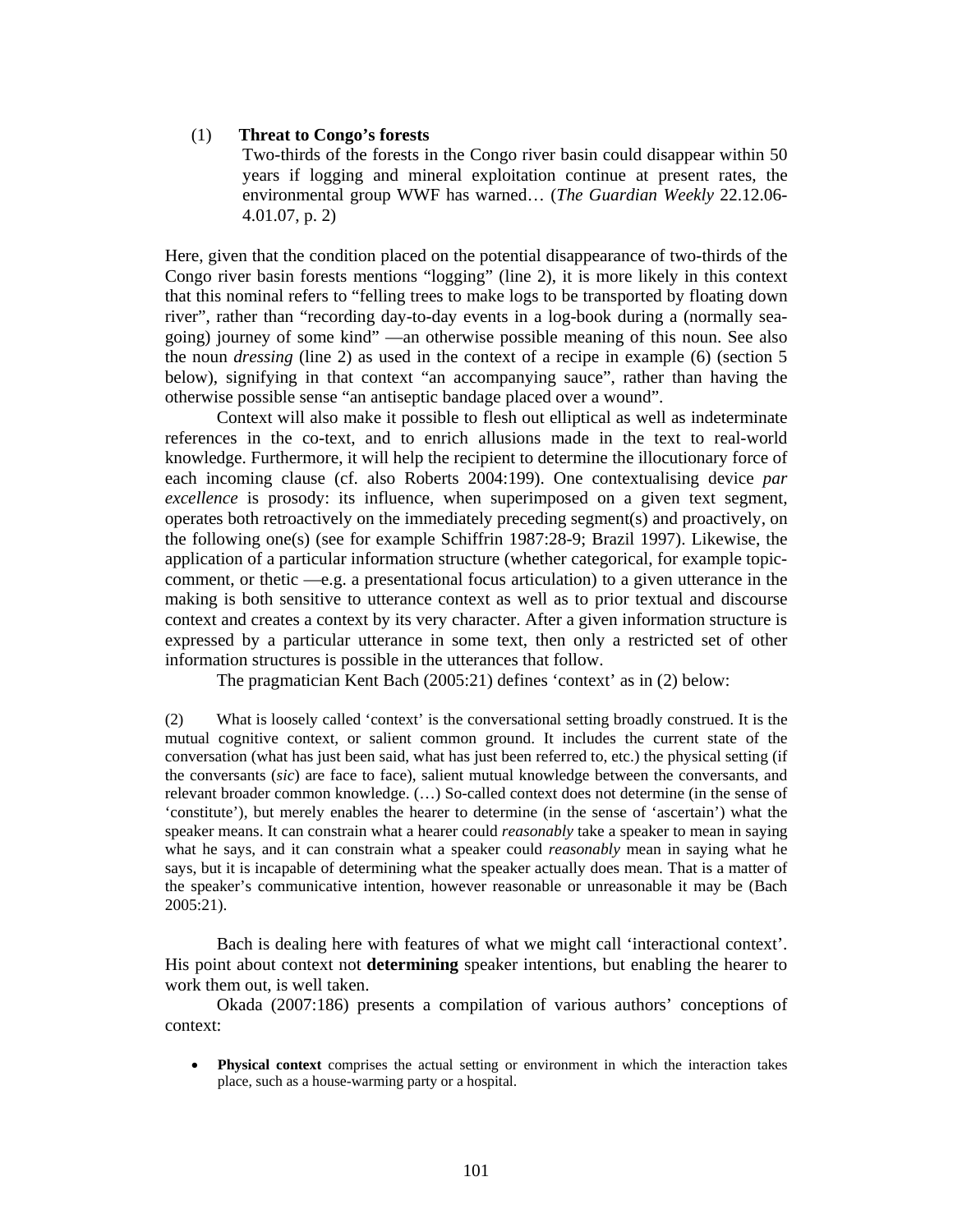(1) **Threat to Congo's forests**

Two-thirds of the forests in the Congo river basin could disappear within 50 years if logging and mineral exploitation continue at present rates, the environmental group WWF has warned… (*The Guardian Weekly* 22.12.06-4.01.07, p. 2)

Here, given that the condition placed on the potential disappearance of two-thirds of the Congo river basin forests mentions "logging" (line 2), it is more likely in this context that this nominal refers to "felling trees to make logs to be transported by floating down river", rather than "recording day-to-day events in a log-book during a (normally sea-going) journey of some kind" —an otherwise possible meaning of this noun. See also the noun *dressing* (line 2) as used in the context of a recipe in example (6) (section 5 below), signifying in that context "an accompanying sauce", rather than having the otherwise possible sense "an antiseptic bandage placed over a wound".

Context will also make it possible to flesh out elliptical as well as indeterminate references in the co-text, and to enrich allusions made in the text to real-world knowledge. Furthermore, it will help the recipient to determine the illocutionary force of each incoming clause (cf. also Roberts 2004:199). One contextualising device *par excellence* is prosody: its influence, when superimposed on a given text segment, operates both retroactively on the immediately preceding segment(s) and proactively, on the following one(s) (see for example Schiffrin 1987:28-9; Brazil 1997). Likewise, the application of a particular information structure (whether categorical, for example topic-comment, or thetic —e.g. a presentational focus articulation) to a given utterance in the making is both sensitive to utterance context as well as to prior textual and discourse context and creates a context by its very character. After a given information structure is expressed by a particular utterance in some text, then only a restricted set of other information structures is possible in the utterances that follow.

The pragmatician Kent Bach (2005:21) defines 'context' as in (2) below:

(2) What is loosely called 'context' is the conversational setting broadly construed. It is the mutual cognitive context, or salient common ground. It includes the current state of the conversation (what has just been said, what has just been referred to, etc.) the physical setting (if the conversants (*sic*) are face to face), salient mutual knowledge between the conversants, and relevant broader common knowledge. (…) So-called context does not determine (in the sense of 'constitute'), but merely enables the hearer to determine (in the sense of 'ascertain') what the speaker means. It can constrain what a hearer could *reasonably* take a speaker to mean in saying what he says, and it can constrain what a speaker could *reasonably* mean in saying what he says, but it is incapable of determining what the speaker actually does mean. That is a matter of the speaker's communicative intention, however reasonable or unreasonable it may be (Bach 2005:21).

Bach is dealing here with features of what we might call 'interactional context'. His point about context not **determining** speaker intentions, but enabling the hearer to work them out, is well taken.

Okada (2007:186) presents a compilation of various authors' conceptions of context:

- **Physical context** comprises the actual setting or environment in which the interaction takes place, such as a house-warming party or a hospital.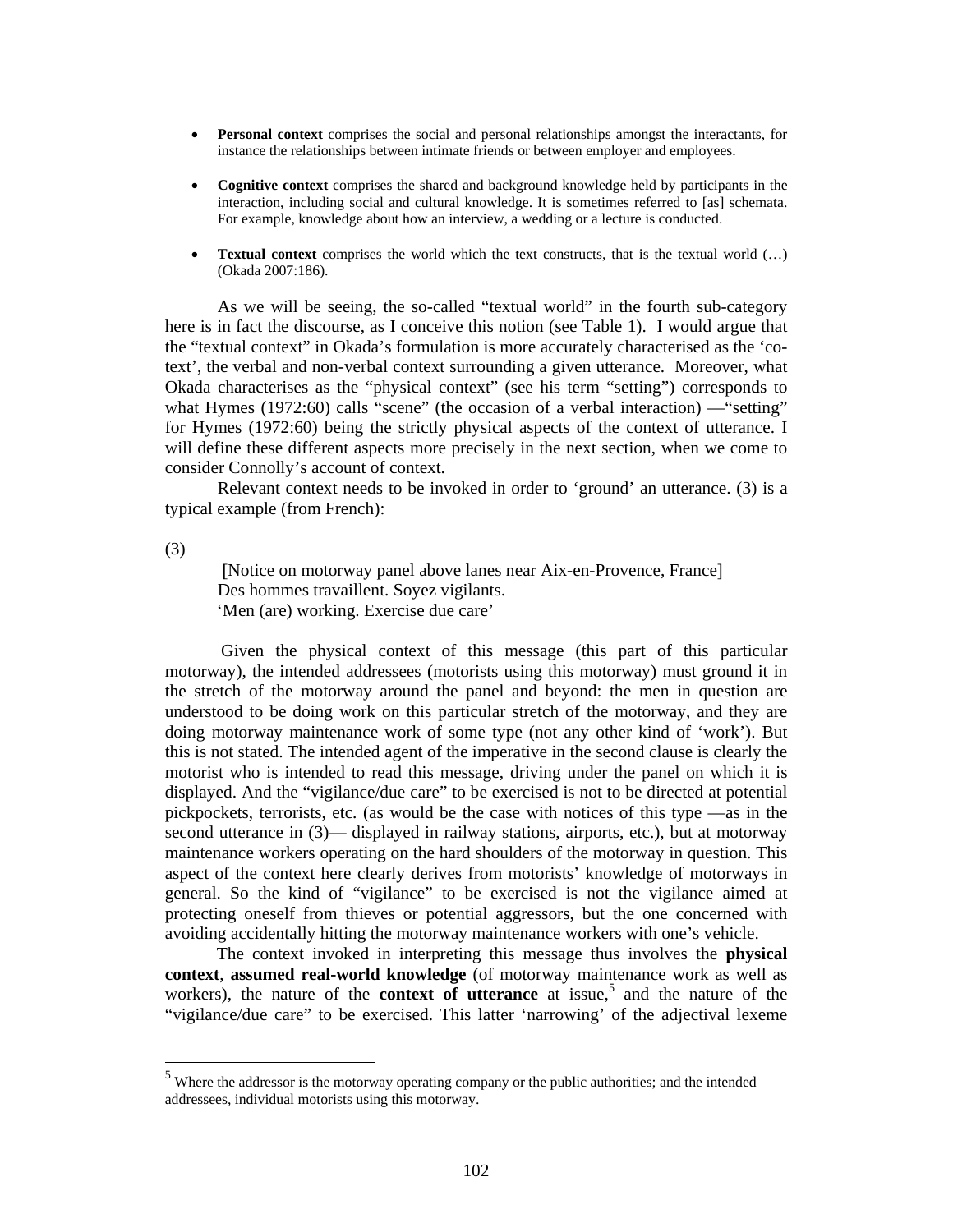- **Personal context** comprises the social and personal relationships amongst the interactants, for instance the relationships between intimate friends or between employer and employees.

- **Cognitive context** comprises the shared and background knowledge held by participants in the interaction, including social and cultural knowledge. It is sometimes referred to [as] schemata. For example, knowledge about how an interview, a wedding or a lecture is conducted.

- **Textual context** comprises the world which the text constructs, that is the textual world (…) (Okada 2007:186).

As we will be seeing, the so-called "textual world" in the fourth sub-category here is in fact the discourse, as I conceive this notion (see Table 1). I would argue that the "textual context" in Okada's formulation is more accurately characterised as the 'co-text', the verbal and non-verbal context surrounding a given utterance. Moreover, what Okada characterises as the "physical context" (see his term "setting") corresponds to what Hymes (1972:60) calls "scene" (the occasion of a verbal interaction) —"setting" for Hymes (1972:60) being the strictly physical aspects of the context of utterance. I will define these different aspects more precisely in the next section, when we come to consider Connolly's account of context.

Relevant context needs to be invoked in order to 'ground' an utterance. (3) is a typical example (from French):

(3)

> [Notice on motorway panel above lanes near Aix-en-Provence, France]
> Des hommes travaillent. Soyez vigilants.
> 'Men (are) working. Exercise due care'

Given the physical context of this message (this part of this particular motorway), the intended addressees (motorists using this motorway) must ground it in the stretch of the motorway around the panel and beyond: the men in question are understood to be doing work on this particular stretch of the motorway, and they are doing motorway maintenance work of some type (not any other kind of 'work'). But this is not stated. The intended agent of the imperative in the second clause is clearly the motorist who is intended to read this message, driving under the panel on which it is displayed. And the "vigilance/due care" to be exercised is not to be directed at potential pickpockets, terrorists, etc. (as would be the case with notices of this type —as in the second utterance in (3)— displayed in railway stations, airports, etc.), but at motorway maintenance workers operating on the hard shoulders of the motorway in question. This aspect of the context here clearly derives from motorists' knowledge of motorways in general. So the kind of "vigilance" to be exercised is not the vigilance aimed at protecting oneself from thieves or potential aggressors, but the one concerned with avoiding accidentally hitting the motorway maintenance workers with one's vehicle.

The context invoked in interpreting this message thus involves the **physical context**, **assumed real-world knowledge** (of motorway maintenance work as well as workers), the nature of the **context of utterance** at issue,[5] and the nature of the "vigilance/due care" to be exercised. This latter 'narrowing' of the adjectival lexeme

[5] Where the addressor is the motorway operating company or the public authorities; and the intended addressees, individual motorists using this motorway.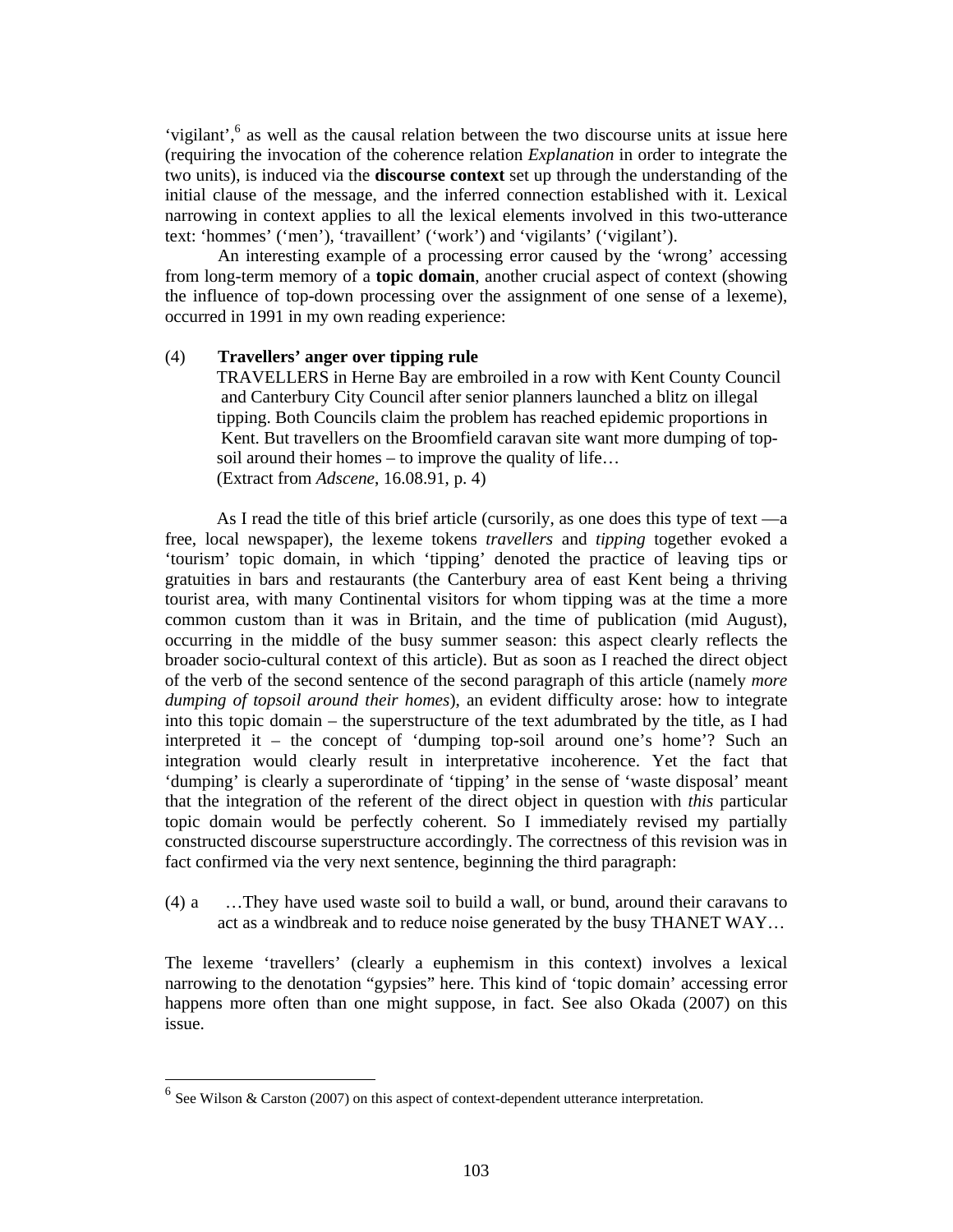'vigilant',[6] as well as the causal relation between the two discourse units at issue here (requiring the invocation of the coherence relation *Explanation* in order to integrate the two units), is induced via the **discourse context** set up through the understanding of the initial clause of the message, and the inferred connection established with it. Lexical narrowing in context applies to all the lexical elements involved in this two-utterance text: 'hommes' ('men'), 'travaillent' ('work') and 'vigilants' ('vigilant').

An interesting example of a processing error caused by the 'wrong' accessing from long-term memory of a **topic domain**, another crucial aspect of context (showing the influence of top-down processing over the assignment of one sense of a lexeme), occurred in 1991 in my own reading experience:

(4) **Travellers' anger over tipping rule**
TRAVELLERS in Herne Bay are embroiled in a row with Kent County Council and Canterbury City Council after senior planners launched a blitz on illegal tipping. Both Councils claim the problem has reached epidemic proportions in Kent. But travellers on the Broomfield caravan site want more dumping of top-soil around their homes – to improve the quality of life…
(Extract from *Adscene*, 16.08.91, p. 4)

As I read the title of this brief article (cursorily, as one does this type of text —a free, local newspaper), the lexeme tokens *travellers* and *tipping* together evoked a 'tourism' topic domain, in which 'tipping' denoted the practice of leaving tips or gratuities in bars and restaurants (the Canterbury area of east Kent being a thriving tourist area, with many Continental visitors for whom tipping was at the time a more common custom than it was in Britain, and the time of publication (mid August), occurring in the middle of the busy summer season: this aspect clearly reflects the broader socio-cultural context of this article). But as soon as I reached the direct object of the verb of the second sentence of the second paragraph of this article (namely *more dumping of topsoil around their homes*), an evident difficulty arose: how to integrate into this topic domain – the superstructure of the text adumbrated by the title, as I had interpreted it – the concept of 'dumping top-soil around one's home'? Such an integration would clearly result in interpretative incoherence. Yet the fact that 'dumping' is clearly a superordinate of 'tipping' in the sense of 'waste disposal' meant that the integration of the referent of the direct object in question with *this* particular topic domain would be perfectly coherent. So I immediately revised my partially constructed discourse superstructure accordingly. The correctness of this revision was in fact confirmed via the very next sentence, beginning the third paragraph:

(4) a …They have used waste soil to build a wall, or bund, around their caravans to act as a windbreak and to reduce noise generated by the busy THANET WAY…

The lexeme 'travellers' (clearly a euphemism in this context) involves a lexical narrowing to the denotation "gypsies" here. This kind of 'topic domain' accessing error happens more often than one might suppose, in fact. See also Okada (2007) on this issue.

---

[6] See Wilson & Carston (2007) on this aspect of context-dependent utterance interpretation.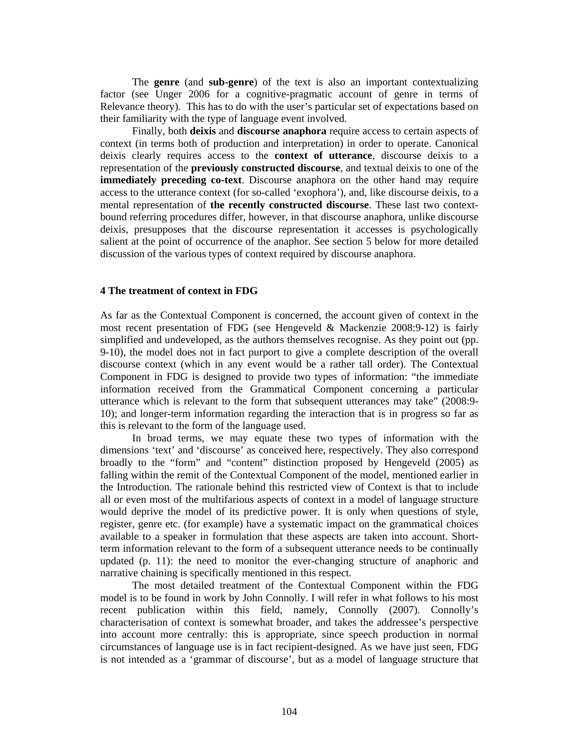The **genre** (and **sub-genre**) of the text is also an important contextualizing factor (see Unger 2006 for a cognitive-pragmatic account of genre in terms of Relevance theory). This has to do with the user's particular set of expectations based on their familiarity with the type of language event involved.

Finally, both **deixis** and **discourse anaphora** require access to certain aspects of context (in terms both of production and interpretation) in order to operate. Canonical deixis clearly requires access to the **context of utterance**, discourse deixis to a representation of the **previously constructed discourse**, and textual deixis to one of the **immediately preceding co-text**. Discourse anaphora on the other hand may require access to the utterance context (for so-called 'exophora'), and, like discourse deixis, to a mental representation of **the recently constructed discourse**. These last two context-bound referring procedures differ, however, in that discourse anaphora, unlike discourse deixis, presupposes that the discourse representation it accesses is psychologically salient at the point of occurrence of the anaphor. See section 5 below for more detailed discussion of the various types of context required by discourse anaphora.

## 4 The treatment of context in FDG

As far as the Contextual Component is concerned, the account given of context in the most recent presentation of FDG (see Hengeveld & Mackenzie 2008:9-12) is fairly simplified and undeveloped, as the authors themselves recognise. As they point out (pp. 9-10), the model does not in fact purport to give a complete description of the overall discourse context (which in any event would be a rather tall order). The Contextual Component in FDG is designed to provide two types of information: "the immediate information received from the Grammatical Component concerning a particular utterance which is relevant to the form that subsequent utterances may take" (2008:9-10); and longer-term information regarding the interaction that is in progress so far as this is relevant to the form of the language used.

In broad terms, we may equate these two types of information with the dimensions 'text' and 'discourse' as conceived here, respectively. They also correspond broadly to the "form" and "content" distinction proposed by Hengeveld (2005) as falling within the remit of the Contextual Component of the model, mentioned earlier in the Introduction. The rationale behind this restricted view of Context is that to include all or even most of the multifarious aspects of context in a model of language structure would deprive the model of its predictive power. It is only when questions of style, register, genre etc. (for example) have a systematic impact on the grammatical choices available to a speaker in formulation that these aspects are taken into account. Short-term information relevant to the form of a subsequent utterance needs to be continually updated (p. 11): the need to monitor the ever-changing structure of anaphoric and narrative chaining is specifically mentioned in this respect.

The most detailed treatment of the Contextual Component within the FDG model is to be found in work by John Connolly. I will refer in what follows to his most recent publication within this field, namely, Connolly (2007). Connolly's characterisation of context is somewhat broader, and takes the addressee's perspective into account more centrally: this is appropriate, since speech production in normal circumstances of language use is in fact recipient-designed. As we have just seen, FDG is not intended as a 'grammar of discourse', but as a model of language structure that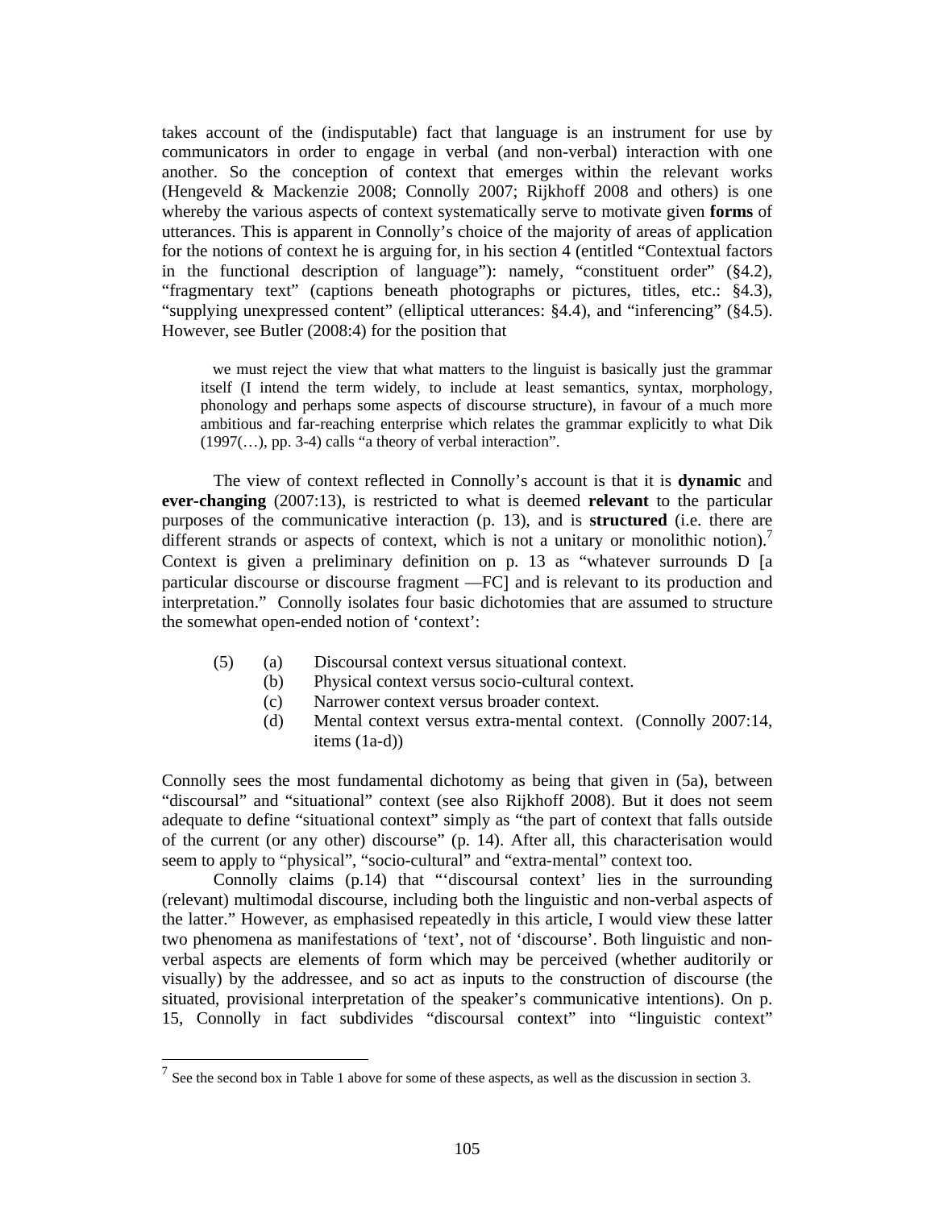takes account of the (indisputable) fact that language is an instrument for use by communicators in order to engage in verbal (and non-verbal) interaction with one another. So the conception of context that emerges within the relevant works (Hengeveld & Mackenzie 2008; Connolly 2007; Rijkhoff 2008 and others) is one whereby the various aspects of context systematically serve to motivate given **forms** of utterances. This is apparent in Connolly's choice of the majority of areas of application for the notions of context he is arguing for, in his section 4 (entitled "Contextual factors in the functional description of language"): namely, "constituent order" (§4.2), "fragmentary text" (captions beneath photographs or pictures, titles, etc.: §4.3), "supplying unexpressed content" (elliptical utterances: §4.4), and "inferencing" (§4.5). However, see Butler (2008:4) for the position that

> we must reject the view that what matters to the linguist is basically just the grammar itself (I intend the term widely, to include at least semantics, syntax, morphology, phonology and perhaps some aspects of discourse structure), in favour of a much more ambitious and far-reaching enterprise which relates the grammar explicitly to what Dik (1997(…), pp. 3-4) calls "a theory of verbal interaction".

The view of context reflected in Connolly's account is that it is **dynamic** and **ever-changing** (2007:13), is restricted to what is deemed **relevant** to the particular purposes of the communicative interaction (p. 13), and is **structured** (i.e. there are different strands or aspects of context, which is not a unitary or monolithic notion).[7] Context is given a preliminary definition on p. 13 as "whatever surrounds D [a particular discourse or discourse fragment —FC] and is relevant to its production and interpretation." Connolly isolates four basic dichotomies that are assumed to structure the somewhat open-ended notion of 'context':

(5) (a) Discoursal context versus situational context.
 (b) Physical context versus socio-cultural context.
 (c) Narrower context versus broader context.
 (d) Mental context versus extra-mental context. (Connolly 2007:14, items (1a-d))

Connolly sees the most fundamental dichotomy as being that given in (5a), between "discoursal" and "situational" context (see also Rijkhoff 2008). But it does not seem adequate to define "situational context" simply as "the part of context that falls outside of the current (or any other) discourse" (p. 14). After all, this characterisation would seem to apply to "physical", "socio-cultural" and "extra-mental" context too.

Connolly claims (p.14) that "'discoursal context' lies in the surrounding (relevant) multimodal discourse, including both the linguistic and non-verbal aspects of the latter." However, as emphasised repeatedly in this article, I would view these latter two phenomena as manifestations of 'text', not of 'discourse'. Both linguistic and non-verbal aspects are elements of form which may be perceived (whether auditorily or visually) by the addressee, and so act as inputs to the construction of discourse (the situated, provisional interpretation of the speaker's communicative intentions). On p. 15, Connolly in fact subdivides "discoursal context" into "linguistic context"

---

[7] See the second box in Table 1 above for some of these aspects, as well as the discussion in section 3.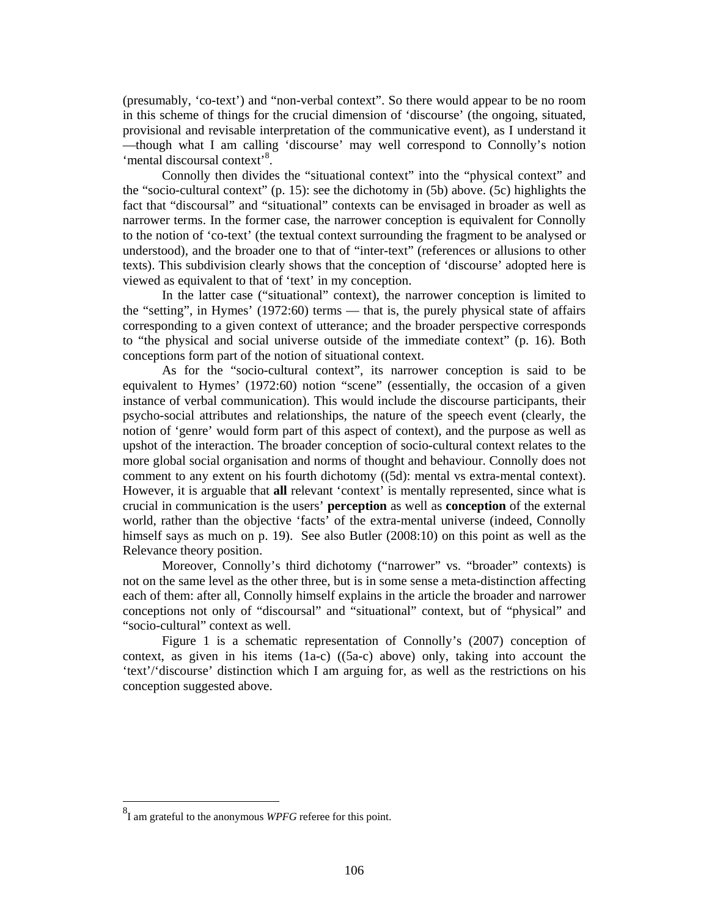(presumably, 'co-text') and "non-verbal context". So there would appear to be no room in this scheme of things for the crucial dimension of 'discourse' (the ongoing, situated, provisional and revisable interpretation of the communicative event), as I understand it —though what I am calling 'discourse' may well correspond to Connolly's notion 'mental discoursal context'[8].

Connolly then divides the "situational context" into the "physical context" and the "socio-cultural context" (p. 15): see the dichotomy in (5b) above. (5c) highlights the fact that "discoursal" and "situational" contexts can be envisaged in broader as well as narrower terms. In the former case, the narrower conception is equivalent for Connolly to the notion of 'co-text' (the textual context surrounding the fragment to be analysed or understood), and the broader one to that of "inter-text" (references or allusions to other texts). This subdivision clearly shows that the conception of 'discourse' adopted here is viewed as equivalent to that of 'text' in my conception.

In the latter case ("situational" context), the narrower conception is limited to the "setting", in Hymes' (1972:60) terms — that is, the purely physical state of affairs corresponding to a given context of utterance; and the broader perspective corresponds to "the physical and social universe outside of the immediate context" (p. 16). Both conceptions form part of the notion of situational context.

As for the "socio-cultural context", its narrower conception is said to be equivalent to Hymes' (1972:60) notion "scene" (essentially, the occasion of a given instance of verbal communication). This would include the discourse participants, their psycho-social attributes and relationships, the nature of the speech event (clearly, the notion of 'genre' would form part of this aspect of context), and the purpose as well as upshot of the interaction. The broader conception of socio-cultural context relates to the more global social organisation and norms of thought and behaviour. Connolly does not comment to any extent on his fourth dichotomy ((5d): mental vs extra-mental context). However, it is arguable that **all** relevant 'context' is mentally represented, since what is crucial in communication is the users' **perception** as well as **conception** of the external world, rather than the objective 'facts' of the extra-mental universe (indeed, Connolly himself says as much on p. 19). See also Butler (2008:10) on this point as well as the Relevance theory position.

Moreover, Connolly's third dichotomy ("narrower" vs. "broader" contexts) is not on the same level as the other three, but is in some sense a meta-distinction affecting each of them: after all, Connolly himself explains in the article the broader and narrower conceptions not only of "discoursal" and "situational" context, but of "physical" and "socio-cultural" context as well.

Figure 1 is a schematic representation of Connolly's (2007) conception of context, as given in his items (1a-c) ((5a-c) above) only, taking into account the 'text'/'discourse' distinction which I am arguing for, as well as the restrictions on his conception suggested above.

[8] I am grateful to the anonymous *WPFG* referee for this point.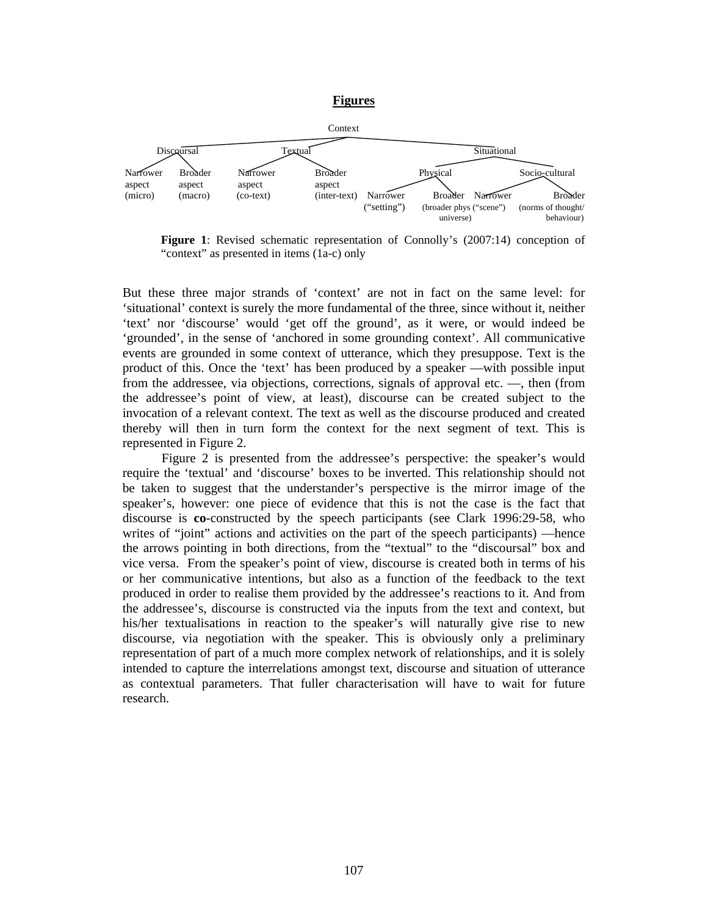## Figures

Context

Discoursal

Textual

Situational

Narrower aspect (micro)

Broader aspect (macro)

Narrower aspect (co-text)

Broader aspect (inter-text)

Physical

Socio-cultural

Narrower ("setting")

Broader (broader phys ("scene") universe)

Narrower

Broader (norms of thought/ behaviour)

**Figure 1**: Revised schematic representation of Connolly's (2007:14) conception of "context" as presented in items (1a-c) only

But these three major strands of 'context' are not in fact on the same level: for 'situational' context is surely the more fundamental of the three, since without it, neither 'text' nor 'discourse' would 'get off the ground', as it were, or would indeed be 'grounded', in the sense of 'anchored in some grounding context'. All communicative events are grounded in some context of utterance, which they presuppose. Text is the product of this. Once the 'text' has been produced by a speaker —with possible input from the addressee, via objections, corrections, signals of approval etc. —, then (from the addressee's point of view, at least), discourse can be created subject to the invocation of a relevant context. The text as well as the discourse produced and created thereby will then in turn form the context for the next segment of text. This is represented in Figure 2.

Figure 2 is presented from the addressee's perspective: the speaker's would require the 'textual' and 'discourse' boxes to be inverted. This relationship should not be taken to suggest that the understander's perspective is the mirror image of the speaker's, however: one piece of evidence that this is not the case is the fact that discourse is **co**-constructed by the speech participants (see Clark 1996:29-58, who writes of "joint" actions and activities on the part of the speech participants) —hence the arrows pointing in both directions, from the "textual" to the "discoursal" box and vice versa. From the speaker's point of view, discourse is created both in terms of his or her communicative intentions, but also as a function of the feedback to the text produced in order to realise them provided by the addressee's reactions to it. And from the addressee's, discourse is constructed via the inputs from the text and context, but his/her textualisations in reaction to the speaker's will naturally give rise to new discourse, via negotiation with the speaker. This is obviously only a preliminary representation of part of a much more complex network of relationships, and it is solely intended to capture the interrelations amongst text, discourse and situation of utterance as contextual parameters. That fuller characterisation will have to wait for future research.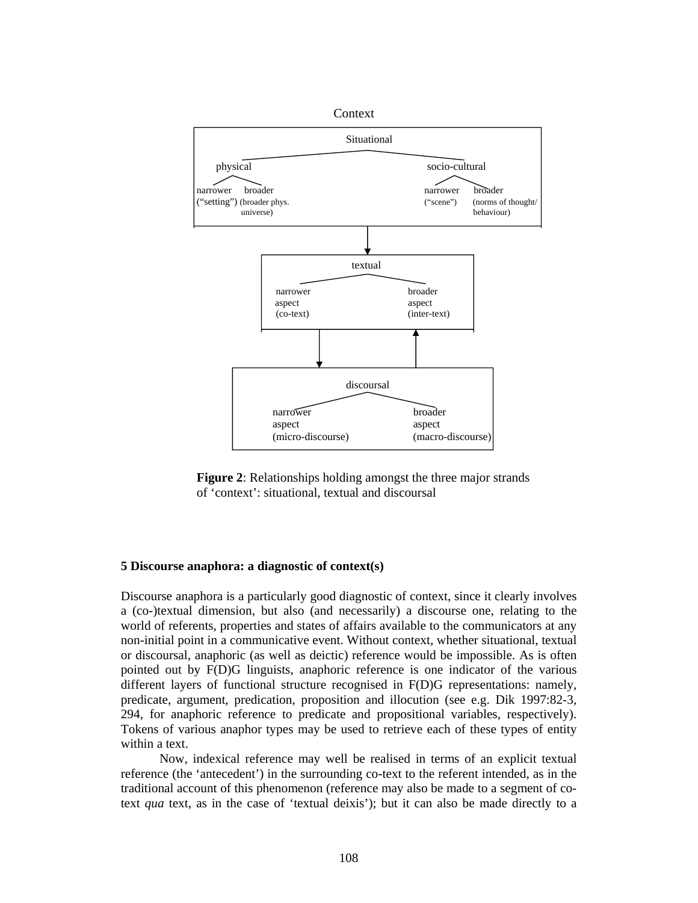Context

Situational

physical

narrower ("setting")

broader (broader phys. universe)

socio-cultural

narrower ("scene")

broader (norms of thought/ behaviour)

textual

narrower aspect (co-text)

broader aspect (inter-text)

discoursal

narrower aspect (micro-discourse)

broader aspect (macro-discourse)

**Figure 2**: Relationships holding amongst the three major strands of 'context': situational, textual and discoursal

## 5 Discourse anaphora: a diagnostic of context(s)

Discourse anaphora is a particularly good diagnostic of context, since it clearly involves a (co-)textual dimension, but also (and necessarily) a discourse one, relating to the world of referents, properties and states of affairs available to the communicators at any non-initial point in a communicative event. Without context, whether situational, textual or discoursal, anaphoric (as well as deictic) reference would be impossible. As is often pointed out by F(D)G linguists, anaphoric reference is one indicator of the various different layers of functional structure recognised in F(D)G representations: namely, predicate, argument, predication, proposition and illocution (see e.g. Dik 1997:82-3, 294, for anaphoric reference to predicate and propositional variables, respectively). Tokens of various anaphor types may be used to retrieve each of these types of entity within a text.

Now, indexical reference may well be realised in terms of an explicit textual reference (the 'antecedent') in the surrounding co-text to the referent intended, as in the traditional account of this phenomenon (reference may also be made to a segment of co-text *qua* text, as in the case of 'textual deixis'); but it can also be made directly to a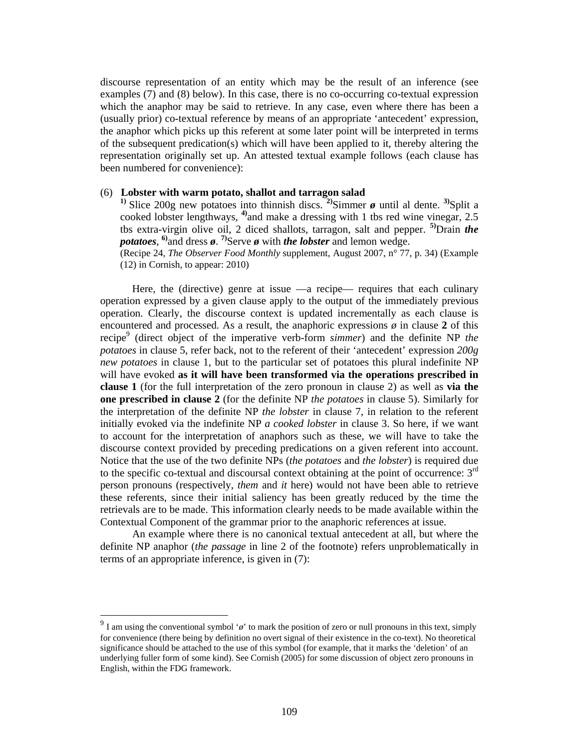discourse representation of an entity which may be the result of an inference (see examples (7) and (8) below). In this case, there is no co-occurring co-textual expression which the anaphor may be said to retrieve. In any case, even where there has been a (usually prior) co-textual reference by means of an appropriate 'antecedent' expression, the anaphor which picks up this referent at some later point will be interpreted in terms of the subsequent predication(s) which will have been applied to it, thereby altering the representation originally set up. An attested textual example follows (each clause has been numbered for convenience):

(6) **Lobster with warm potato, shallot and tarragon salad**

**1)** Slice 200g new potatoes into thinnish discs. **2)**Simmer ***ø*** until al dente. **3)**Split a cooked lobster lengthways, **4)**and make a dressing with 1 tbs red wine vinegar, 2.5 tbs extra-virgin olive oil, 2 diced shallots, tarragon, salt and pepper. **5)**Drain ***the potatoes***, **6)**and dress ***ø***. **7)**Serve ***ø*** with ***the lobster*** and lemon wedge.

(Recipe 24, *The Observer Food Monthly* supplement, August 2007, n° 77, p. 34) (Example (12) in Cornish, to appear: 2010)

Here, the (directive) genre at issue —a recipe— requires that each culinary operation expressed by a given clause apply to the output of the immediately previous operation. Clearly, the discourse context is updated incrementally as each clause is encountered and processed. As a result, the anaphoric expressions *ø* in clause **2** of this recipe[9] (direct object of the imperative verb-form *simmer*) and the definite NP *the potatoes* in clause 5, refer back, not to the referent of their 'antecedent' expression *200g new potatoes* in clause 1, but to the particular set of potatoes this plural indefinite NP will have evoked **as it will have been transformed via the operations prescribed in clause 1** (for the full interpretation of the zero pronoun in clause 2) as well as **via the one prescribed in clause 2** (for the definite NP *the potatoes* in clause 5). Similarly for the interpretation of the definite NP *the lobster* in clause 7, in relation to the referent initially evoked via the indefinite NP *a cooked lobster* in clause 3. So here, if we want to account for the interpretation of anaphors such as these, we will have to take the discourse context provided by preceding predications on a given referent into account. Notice that the use of the two definite NPs (*the potatoes* and *the lobster*) is required due to the specific co-textual and discoursal context obtaining at the point of occurrence: 3rd person pronouns (respectively, *them* and *it* here) would not have been able to retrieve these referents, since their initial saliency has been greatly reduced by the time the retrievals are to be made. This information clearly needs to be made available within the Contextual Component of the grammar prior to the anaphoric references at issue.

An example where there is no canonical textual antecedent at all, but where the definite NP anaphor (*the passage* in line 2 of the footnote) refers unproblematically in terms of an appropriate inference, is given in (7):

---

[9] I am using the conventional symbol '*ø*' to mark the position of zero or null pronouns in this text, simply for convenience (there being by definition no overt signal of their existence in the co-text). No theoretical significance should be attached to the use of this symbol (for example, that it marks the 'deletion' of an underlying fuller form of some kind). See Cornish (2005) for some discussion of object zero pronouns in English, within the FDG framework.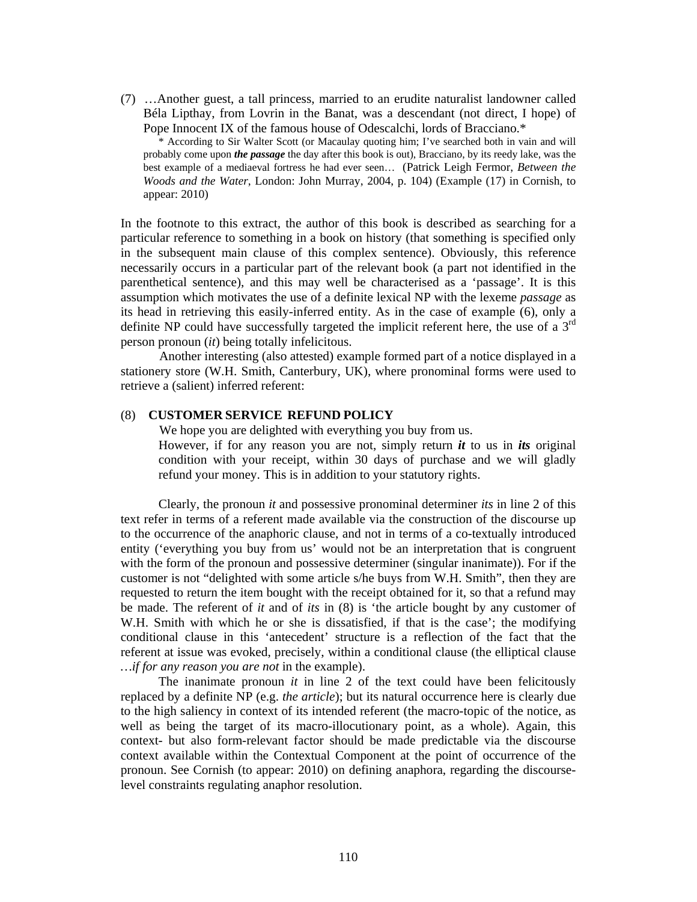(7) …Another guest, a tall princess, married to an erudite naturalist landowner called Béla Lipthay, from Lovrin in the Banat, was a descendant (not direct, I hope) of Pope Innocent IX of the famous house of Odescalchi, lords of Bracciano.*

\* According to Sir Walter Scott (or Macaulay quoting him; I've searched both in vain and will probably come upon ***the passage*** the day after this book is out), Bracciano, by its reedy lake, was the best example of a mediaeval fortress he had ever seen… (Patrick Leigh Fermor, *Between the Woods and the Water*, London: John Murray, 2004, p. 104) (Example (17) in Cornish, to appear: 2010)

In the footnote to this extract, the author of this book is described as searching for a particular reference to something in a book on history (that something is specified only in the subsequent main clause of this complex sentence). Obviously, this reference necessarily occurs in a particular part of the relevant book (a part not identified in the parenthetical sentence), and this may well be characterised as a 'passage'. It is this assumption which motivates the use of a definite lexical NP with the lexeme *passage* as its head in retrieving this easily-inferred entity. As in the case of example (6), only a definite NP could have successfully targeted the implicit referent here, the use of a 3rd person pronoun (*it*) being totally infelicitous.

Another interesting (also attested) example formed part of a notice displayed in a stationery store (W.H. Smith, Canterbury, UK), where pronominal forms were used to retrieve a (salient) inferred referent:

(8) **CUSTOMER SERVICE REFUND POLICY**

We hope you are delighted with everything you buy from us.
However, if for any reason you are not, simply return ***it*** to us in ***its*** original condition with your receipt, within 30 days of purchase and we will gladly refund your money. This is in addition to your statutory rights.

Clearly, the pronoun *it* and possessive pronominal determiner *its* in line 2 of this text refer in terms of a referent made available via the construction of the discourse up to the occurrence of the anaphoric clause, and not in terms of a co-textually introduced entity ('everything you buy from us' would not be an interpretation that is congruent with the form of the pronoun and possessive determiner (singular inanimate)). For if the customer is not "delighted with some article s/he buys from W.H. Smith", then they are requested to return the item bought with the receipt obtained for it, so that a refund may be made. The referent of *it* and of *its* in (8) is 'the article bought by any customer of W.H. Smith with which he or she is dissatisfied, if that is the case'; the modifying conditional clause in this 'antecedent' structure is a reflection of the fact that the referent at issue was evoked, precisely, within a conditional clause (the elliptical clause *…if for any reason you are not* in the example).

The inanimate pronoun *it* in line 2 of the text could have been felicitously replaced by a definite NP (e.g. *the article*); but its natural occurrence here is clearly due to the high saliency in context of its intended referent (the macro-topic of the notice, as well as being the target of its macro-illocutionary point, as a whole). Again, this context- but also form-relevant factor should be made predictable via the discourse context available within the Contextual Component at the point of occurrence of the pronoun. See Cornish (to appear: 2010) on defining anaphora, regarding the discourse-level constraints regulating anaphor resolution.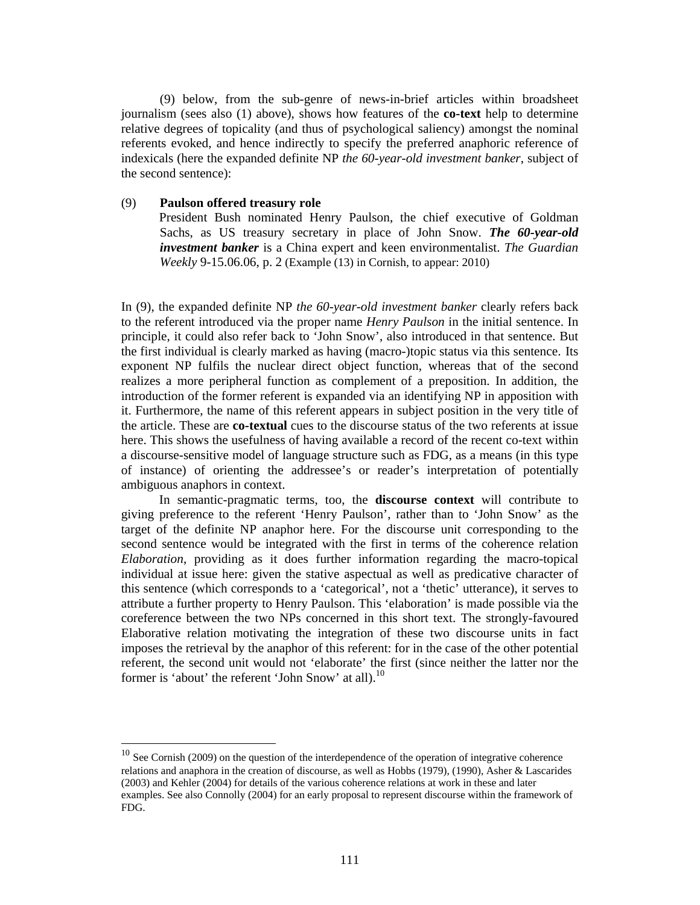(9) below, from the sub-genre of news-in-brief articles within broadsheet journalism (sees also (1) above), shows how features of the **co-text** help to determine relative degrees of topicality (and thus of psychological saliency) amongst the nominal referents evoked, and hence indirectly to specify the preferred anaphoric reference of indexicals (here the expanded definite NP *the 60-year-old investment banker*, subject of the second sentence):

(9) **Paulson offered treasury role**
President Bush nominated Henry Paulson, the chief executive of Goldman Sachs, as US treasury secretary in place of John Snow. ***The 60-year-old investment banker*** is a China expert and keen environmentalist. *The Guardian Weekly* 9-15.06.06, p. 2 (Example (13) in Cornish, to appear: 2010)

In (9), the expanded definite NP *the 60-year-old investment banker* clearly refers back to the referent introduced via the proper name *Henry Paulson* in the initial sentence. In principle, it could also refer back to 'John Snow', also introduced in that sentence. But the first individual is clearly marked as having (macro-)topic status via this sentence. Its exponent NP fulfils the nuclear direct object function, whereas that of the second realizes a more peripheral function as complement of a preposition. In addition, the introduction of the former referent is expanded via an identifying NP in apposition with it. Furthermore, the name of this referent appears in subject position in the very title of the article. These are **co-textual** cues to the discourse status of the two referents at issue here. This shows the usefulness of having available a record of the recent co-text within a discourse-sensitive model of language structure such as FDG, as a means (in this type of instance) of orienting the addressee's or reader's interpretation of potentially ambiguous anaphors in context.

In semantic-pragmatic terms, too, the **discourse context** will contribute to giving preference to the referent 'Henry Paulson', rather than to 'John Snow' as the target of the definite NP anaphor here. For the discourse unit corresponding to the second sentence would be integrated with the first in terms of the coherence relation *Elaboration*, providing as it does further information regarding the macro-topical individual at issue here: given the stative aspectual as well as predicative character of this sentence (which corresponds to a 'categorical', not a 'thetic' utterance), it serves to attribute a further property to Henry Paulson. This 'elaboration' is made possible via the coreference between the two NPs concerned in this short text. The strongly-favoured Elaborative relation motivating the integration of these two discourse units in fact imposes the retrieval by the anaphor of this referent: for in the case of the other potential referent, the second unit would not 'elaborate' the first (since neither the latter nor the former is 'about' the referent 'John Snow' at all).[10]

---

[10] See Cornish (2009) on the question of the interdependence of the operation of integrative coherence relations and anaphora in the creation of discourse, as well as Hobbs (1979), (1990), Asher & Lascarides (2003) and Kehler (2004) for details of the various coherence relations at work in these and later examples. See also Connolly (2004) for an early proposal to represent discourse within the framework of FDG.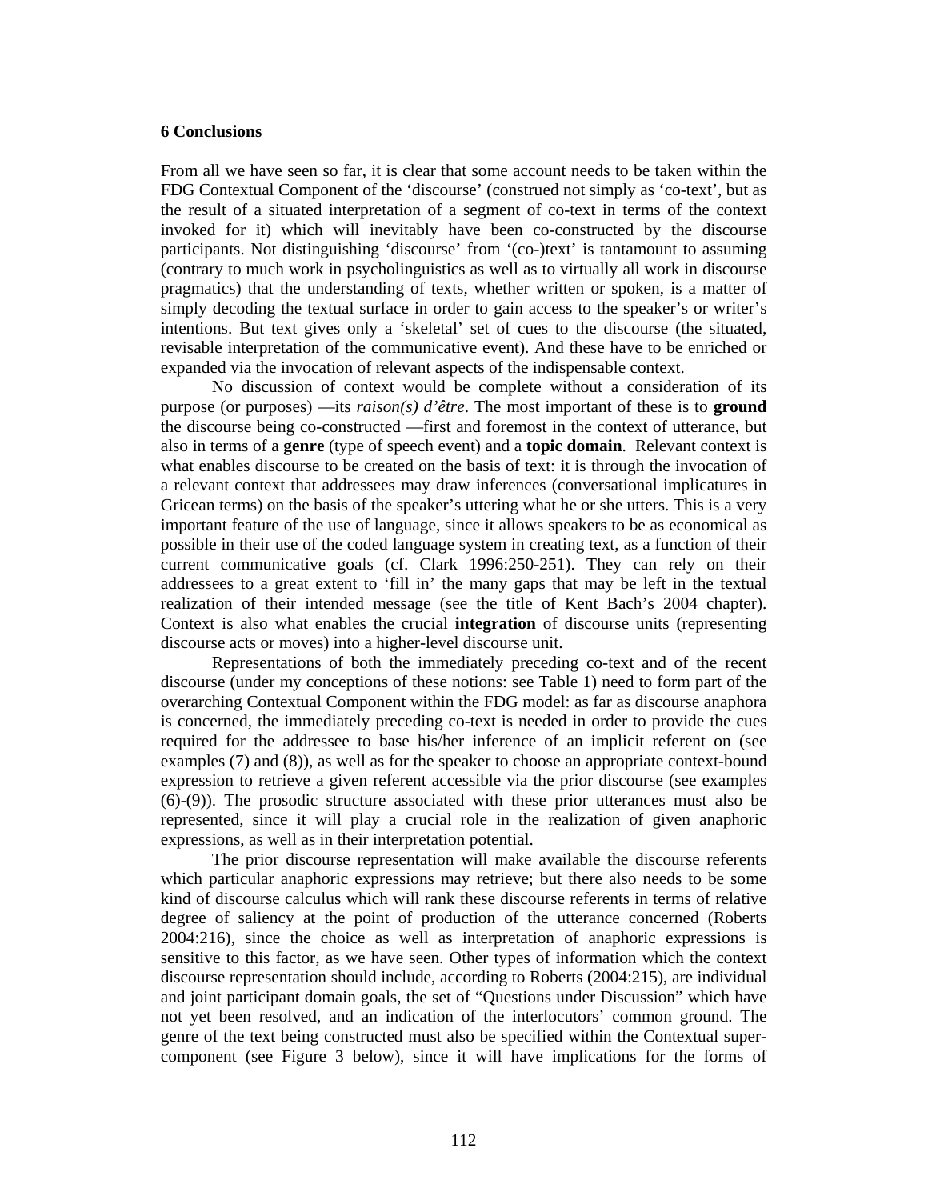## 6 Conclusions

From all we have seen so far, it is clear that some account needs to be taken within the FDG Contextual Component of the 'discourse' (construed not simply as 'co-text', but as the result of a situated interpretation of a segment of co-text in terms of the context invoked for it) which will inevitably have been co-constructed by the discourse participants. Not distinguishing 'discourse' from '(co-)text' is tantamount to assuming (contrary to much work in psycholinguistics as well as to virtually all work in discourse pragmatics) that the understanding of texts, whether written or spoken, is a matter of simply decoding the textual surface in order to gain access to the speaker's or writer's intentions. But text gives only a 'skeletal' set of cues to the discourse (the situated, revisable interpretation of the communicative event). And these have to be enriched or expanded via the invocation of relevant aspects of the indispensable context.

No discussion of context would be complete without a consideration of its purpose (or purposes) —its *raison(s) d'être*. The most important of these is to **ground** the discourse being co-constructed —first and foremost in the context of utterance, but also in terms of a **genre** (type of speech event) and a **topic domain**. Relevant context is what enables discourse to be created on the basis of text: it is through the invocation of a relevant context that addressees may draw inferences (conversational implicatures in Gricean terms) on the basis of the speaker's uttering what he or she utters. This is a very important feature of the use of language, since it allows speakers to be as economical as possible in their use of the coded language system in creating text, as a function of their current communicative goals (cf. Clark 1996:250-251). They can rely on their addressees to a great extent to 'fill in' the many gaps that may be left in the textual realization of their intended message (see the title of Kent Bach's 2004 chapter). Context is also what enables the crucial **integration** of discourse units (representing discourse acts or moves) into a higher-level discourse unit.

Representations of both the immediately preceding co-text and of the recent discourse (under my conceptions of these notions: see Table 1) need to form part of the overarching Contextual Component within the FDG model: as far as discourse anaphora is concerned, the immediately preceding co-text is needed in order to provide the cues required for the addressee to base his/her inference of an implicit referent on (see examples (7) and (8)), as well as for the speaker to choose an appropriate context-bound expression to retrieve a given referent accessible via the prior discourse (see examples (6)-(9)). The prosodic structure associated with these prior utterances must also be represented, since it will play a crucial role in the realization of given anaphoric expressions, as well as in their interpretation potential.

The prior discourse representation will make available the discourse referents which particular anaphoric expressions may retrieve; but there also needs to be some kind of discourse calculus which will rank these discourse referents in terms of relative degree of saliency at the point of production of the utterance concerned (Roberts 2004:216), since the choice as well as interpretation of anaphoric expressions is sensitive to this factor, as we have seen. Other types of information which the context discourse representation should include, according to Roberts (2004:215), are individual and joint participant domain goals, the set of "Questions under Discussion" which have not yet been resolved, and an indication of the interlocutors' common ground. The genre of the text being constructed must also be specified within the Contextual super-component (see Figure 3 below), since it will have implications for the forms of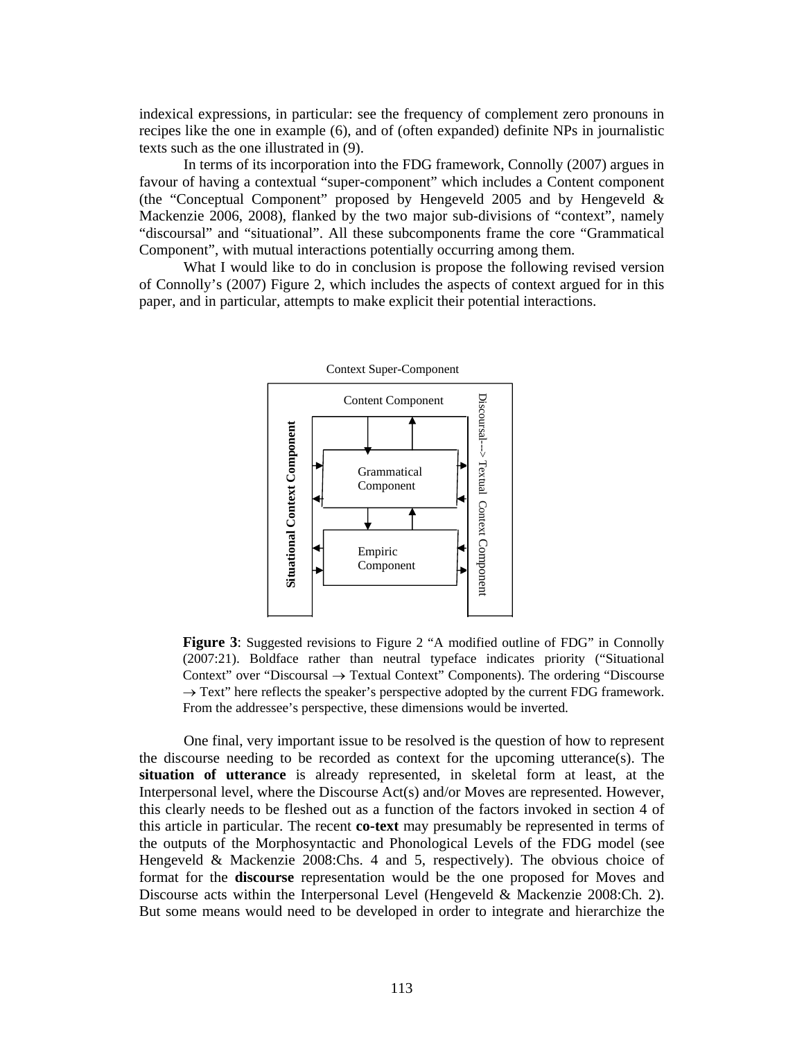indexical expressions, in particular: see the frequency of complement zero pronouns in recipes like the one in example (6), and of (often expanded) definite NPs in journalistic texts such as the one illustrated in (9).

In terms of its incorporation into the FDG framework, Connolly (2007) argues in favour of having a contextual "super-component" which includes a Content component (the "Conceptual Component" proposed by Hengeveld 2005 and by Hengeveld & Mackenzie 2006, 2008), flanked by the two major sub-divisions of "context", namely "discoursal" and "situational". All these subcomponents frame the core "Grammatical Component", with mutual interactions potentially occurring among them.

What I would like to do in conclusion is propose the following revised version of Connolly's (2007) Figure 2, which includes the aspects of context argued for in this paper, and in particular, attempts to make explicit their potential interactions.

Context Super-Component

Content Component

**Situational Context Component**

Grammatical Component

Empiric Component

Discoursal--> Textual Context Component

**Figure 3**: Suggested revisions to Figure 2 "A modified outline of FDG" in Connolly (2007:21). Boldface rather than neutral typeface indicates priority ("Situational Context" over "Discoursal → Textual Context" Components). The ordering "Discourse → Text" here reflects the speaker's perspective adopted by the current FDG framework. From the addressee's perspective, these dimensions would be inverted.

One final, very important issue to be resolved is the question of how to represent the discourse needing to be recorded as context for the upcoming utterance(s). The **situation of utterance** is already represented, in skeletal form at least, at the Interpersonal level, where the Discourse Act(s) and/or Moves are represented. However, this clearly needs to be fleshed out as a function of the factors invoked in section 4 of this article in particular. The recent **co-text** may presumably be represented in terms of the outputs of the Morphosyntactic and Phonological Levels of the FDG model (see Hengeveld & Mackenzie 2008:Chs. 4 and 5, respectively). The obvious choice of format for the **discourse** representation would be the one proposed for Moves and Discourse acts within the Interpersonal Level (Hengeveld & Mackenzie 2008:Ch. 2). But some means would need to be developed in order to integrate and hierarchize the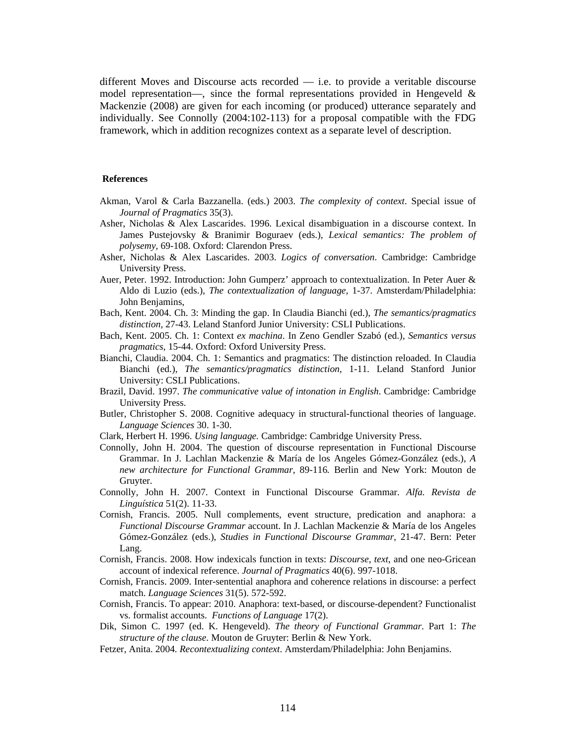different Moves and Discourse acts recorded — i.e. to provide a veritable discourse model representation—, since the formal representations provided in Hengeveld & Mackenzie (2008) are given for each incoming (or produced) utterance separately and individually. See Connolly (2004:102-113) for a proposal compatible with the FDG framework, which in addition recognizes context as a separate level of description.

**References**

Akman, Varol & Carla Bazzanella. (eds.) 2003. *The complexity of context*. Special issue of *Journal of Pragmatics* 35(3).

Asher, Nicholas & Alex Lascarides. 1996. Lexical disambiguation in a discourse context. In James Pustejovsky & Branimir Boguraev (eds.), *Lexical semantics: The problem of polysemy*, 69-108. Oxford: Clarendon Press.

Asher, Nicholas & Alex Lascarides. 2003. *Logics of conversation*. Cambridge: Cambridge University Press.

Auer, Peter. 1992. Introduction: John Gumperz' approach to contextualization. In Peter Auer & Aldo di Luzio (eds.), *The contextualization of language*, 1-37. Amsterdam/Philadelphia: John Benjamins,

Bach, Kent. 2004. Ch. 3: Minding the gap. In Claudia Bianchi (ed.), *The semantics/pragmatics distinction*, 27-43. Leland Stanford Junior University: CSLI Publications.

Bach, Kent. 2005. Ch. 1: Context *ex machina*. In Zeno Gendler Szabó (ed.), *Semantics versus pragmatics*, 15-44. Oxford: Oxford University Press.

Bianchi, Claudia. 2004. Ch. 1: Semantics and pragmatics: The distinction reloaded. In Claudia Bianchi (ed.), *The semantics/pragmatics distinction*, 1-11. Leland Stanford Junior University: CSLI Publications.

Brazil, David. 1997. *The communicative value of intonation in English*. Cambridge: Cambridge University Press.

Butler, Christopher S. 2008. Cognitive adequacy in structural-functional theories of language. *Language Sciences* 30. 1-30.

Clark, Herbert H. 1996. *Using language.* Cambridge: Cambridge University Press.

Connolly, John H. 2004. The question of discourse representation in Functional Discourse Grammar. In J. Lachlan Mackenzie & María de los Angeles Gómez-González (eds.), *A new architecture for Functional Grammar*, 89-116. Berlin and New York: Mouton de Gruyter.

Connolly, John H. 2007. Context in Functional Discourse Grammar. *Alfa. Revista de Linguística* 51(2). 11-33.

Cornish, Francis. 2005. Null complements, event structure, predication and anaphora: a *Functional Discourse Grammar* account. In J. Lachlan Mackenzie & María de los Angeles Gómez-González (eds.), *Studies in Functional Discourse Grammar*, 21-47. Bern: Peter Lang.

Cornish, Francis. 2008. How indexicals function in texts: *Discourse*, *text*, and one neo-Gricean account of indexical reference. *Journal of Pragmatics* 40(6). 997-1018.

Cornish, Francis. 2009. Inter-sentential anaphora and coherence relations in discourse: a perfect match. *Language Sciences* 31(5). 572-592.

Cornish, Francis. To appear: 2010. Anaphora: text-based, or discourse-dependent? Functionalist vs. formalist accounts. *Functions of Language* 17(2).

Dik, Simon C. 1997 (ed. K. Hengeveld). *The theory of Functional Grammar*. Part 1: *The structure of the clause*. Mouton de Gruyter: Berlin & New York.

Fetzer, Anita. 2004. *Recontextualizing context*. Amsterdam/Philadelphia: John Benjamins.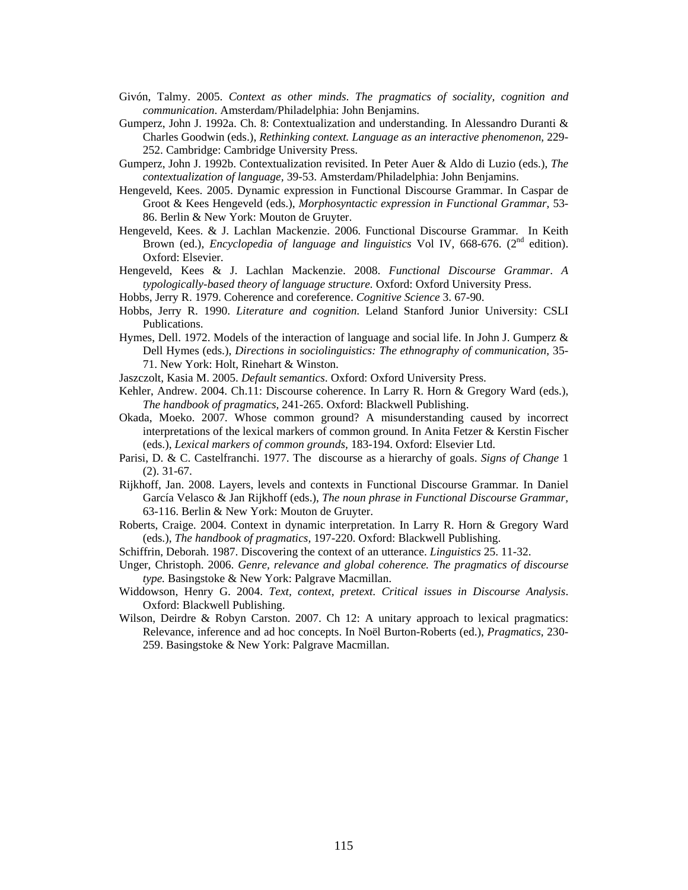Givón, Talmy. 2005. *Context as other minds. The pragmatics of sociality, cognition and communication*. Amsterdam/Philadelphia: John Benjamins.

Gumperz, John J. 1992a. Ch. 8: Contextualization and understanding. In Alessandro Duranti & Charles Goodwin (eds.), *Rethinking context. Language as an interactive phenomenon*, 229-252. Cambridge: Cambridge University Press.

Gumperz, John J. 1992b. Contextualization revisited. In Peter Auer & Aldo di Luzio (eds.), *The contextualization of language*, 39-53. Amsterdam/Philadelphia: John Benjamins.

Hengeveld, Kees. 2005. Dynamic expression in Functional Discourse Grammar. In Caspar de Groot & Kees Hengeveld (eds.), *Morphosyntactic expression in Functional Grammar*, 53-86. Berlin & New York: Mouton de Gruyter.

Hengeveld, Kees. & J. Lachlan Mackenzie. 2006. Functional Discourse Grammar. In Keith Brown (ed.), *Encyclopedia of language and linguistics* Vol IV, 668-676. (2nd edition). Oxford: Elsevier.

Hengeveld, Kees & J. Lachlan Mackenzie. 2008. *Functional Discourse Grammar. A typologically-based theory of language structure.* Oxford: Oxford University Press.

Hobbs, Jerry R. 1979. Coherence and coreference. *Cognitive Science* 3. 67-90.

Hobbs, Jerry R. 1990. *Literature and cognition.* Leland Stanford Junior University: CSLI Publications.

Hymes, Dell. 1972. Models of the interaction of language and social life. In John J. Gumperz & Dell Hymes (eds.), *Directions in sociolinguistics: The ethnography of communication*, 35-71. New York: Holt, Rinehart & Winston.

Jaszczolt, Kasia M. 2005. *Default semantics.* Oxford: Oxford University Press.

Kehler, Andrew. 2004. Ch.11: Discourse coherence. In Larry R. Horn & Gregory Ward (eds.), *The handbook of pragmatics*, 241-265. Oxford: Blackwell Publishing.

Okada, Moeko. 2007. Whose common ground? A misunderstanding caused by incorrect interpretations of the lexical markers of common ground. In Anita Fetzer & Kerstin Fischer (eds.), *Lexical markers of common grounds*, 183-194. Oxford: Elsevier Ltd.

Parisi, D. & C. Castelfranchi. 1977. The discourse as a hierarchy of goals. *Signs of Change* 1 (2). 31-67.

Rijkhoff, Jan. 2008. Layers, levels and contexts in Functional Discourse Grammar. In Daniel García Velasco & Jan Rijkhoff (eds.), *The noun phrase in Functional Discourse Grammar*, 63-116. Berlin & New York: Mouton de Gruyter.

Roberts, Craige. 2004. Context in dynamic interpretation. In Larry R. Horn & Gregory Ward (eds.), *The handbook of pragmatics*, 197-220. Oxford: Blackwell Publishing.

Schiffrin, Deborah. 1987. Discovering the context of an utterance. *Linguistics* 25. 11-32.

Unger, Christoph. 2006. *Genre, relevance and global coherence. The pragmatics of discourse type.* Basingstoke & New York: Palgrave Macmillan.

Widdowson, Henry G. 2004. *Text, context, pretext. Critical issues in Discourse Analysis*. Oxford: Blackwell Publishing.

Wilson, Deirdre & Robyn Carston. 2007. Ch 12: A unitary approach to lexical pragmatics: Relevance, inference and ad hoc concepts. In Noël Burton-Roberts (ed.), *Pragmatics*, 230-259. Basingstoke & New York: Palgrave Macmillan.